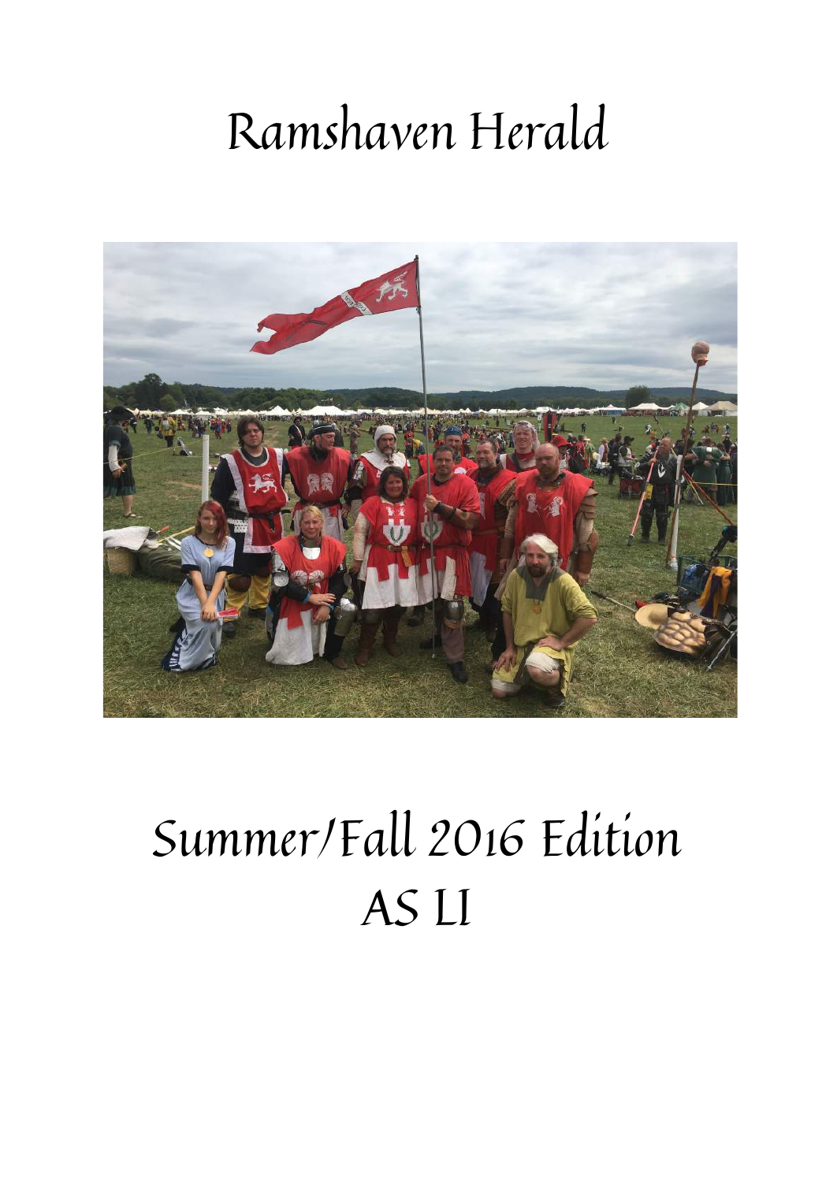# Ramshaven Herald

# Summer/Fall 2016 Edition
# AS LI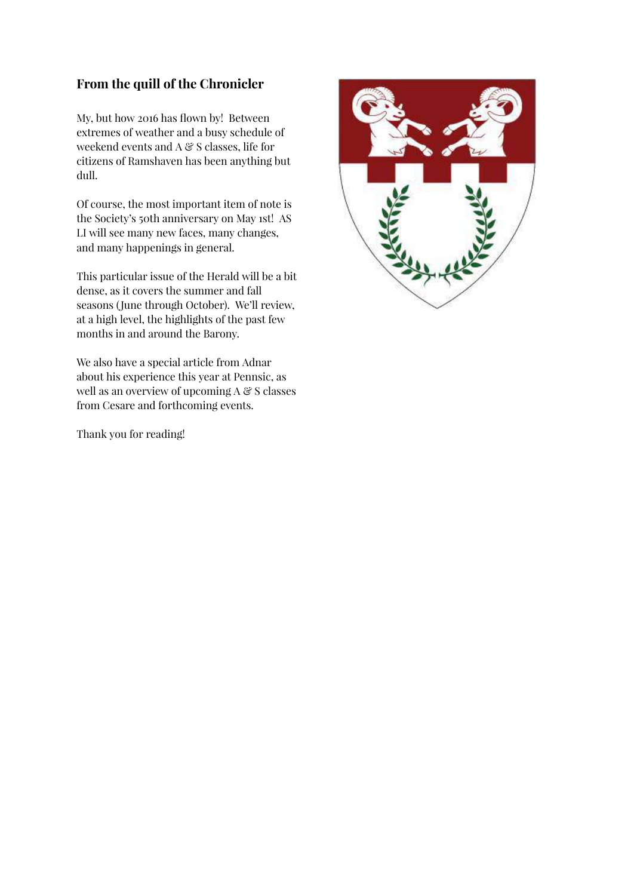## From the quill of the Chronicler

My, but how 2016 has flown by! Between extremes of weather and a busy schedule of weekend events and A & S classes, life for citizens of Ramshaven has been anything but dull.

Of course, the most important item of note is the Society's 50th anniversary on May 1st! AS LI will see many new faces, many changes, and many happenings in general.

This particular issue of the Herald will be a bit dense, as it covers the summer and fall seasons (June through October). We'll review, at a high level, the highlights of the past few months in and around the Barony.

We also have a special article from Adnar about his experience this year at Pennsic, as well as an overview of upcoming A & S classes from Cesare and forthcoming events.

Thank you for reading!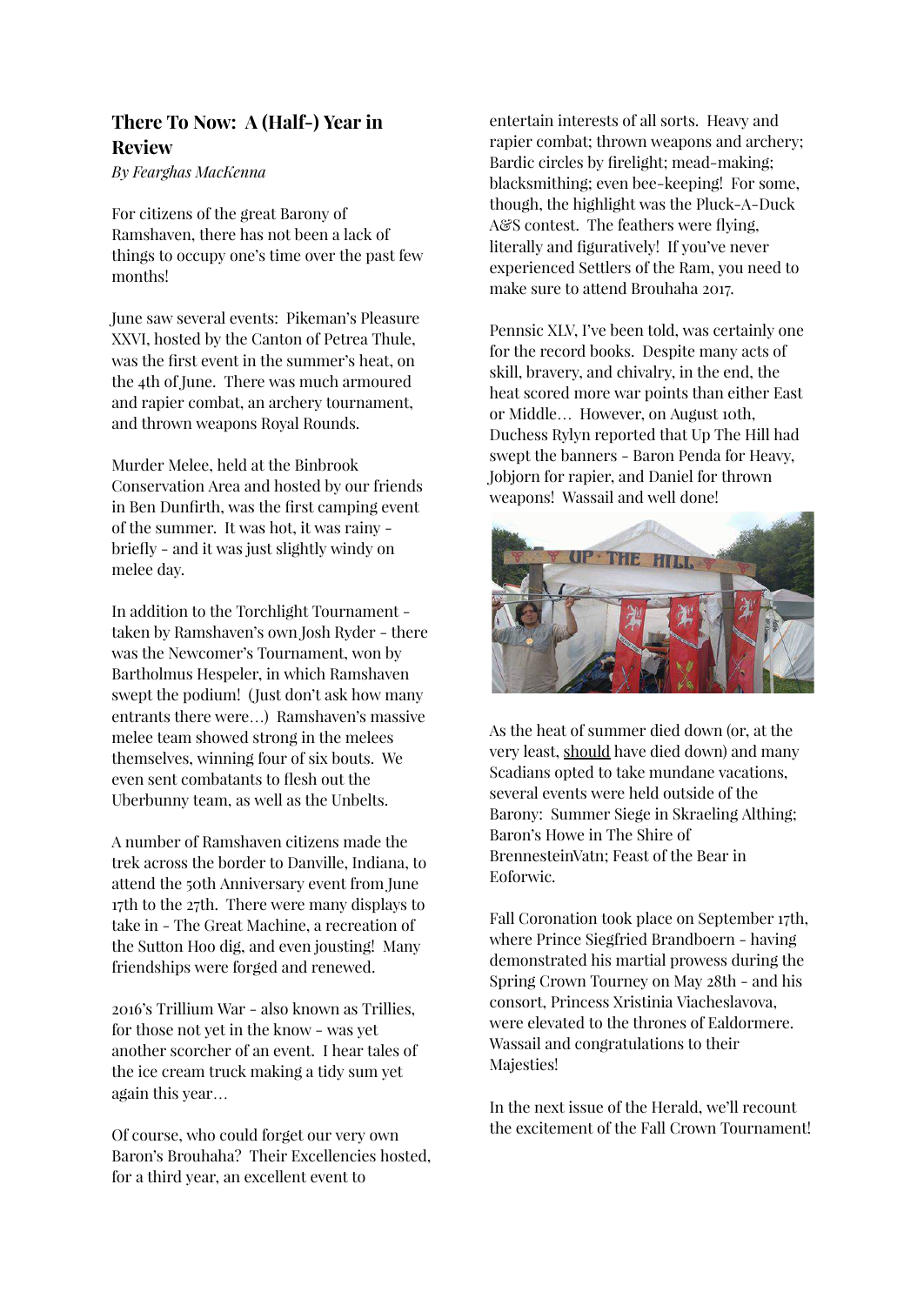## There To Now: A (Half-) Year in Review

*By Fearghas MacKenna*

For citizens of the great Barony of Ramshaven, there has not been a lack of things to occupy one's time over the past few months!

June saw several events: Pikeman's Pleasure XXVI, hosted by the Canton of Petrea Thule, was the first event in the summer's heat, on the 4th of June. There was much armoured and rapier combat, an archery tournament, and thrown weapons Royal Rounds.

Murder Melee, held at the Binbrook Conservation Area and hosted by our friends in Ben Dunfirth, was the first camping event of the summer. It was hot, it was rainy - briefly - and it was just slightly windy on melee day.

In addition to the Torchlight Tournament - taken by Ramshaven's own Josh Ryder - there was the Newcomer's Tournament, won by Bartholmus Hespeler, in which Ramshaven swept the podium! (Just don't ask how many entrants there were…) Ramshaven's massive melee team showed strong in the melees themselves, winning four of six bouts. We even sent combatants to flesh out the Uberbunny team, as well as the Unbelts.

A number of Ramshaven citizens made the trek across the border to Danville, Indiana, to attend the 50th Anniversary event from June 17th to the 27th. There were many displays to take in - The Great Machine, a recreation of the Sutton Hoo dig, and even jousting! Many friendships were forged and renewed.

2016's Trillium War - also known as Trillies, for those not yet in the know - was yet another scorcher of an event. I hear tales of the ice cream truck making a tidy sum yet again this year…

Of course, who could forget our very own Baron's Brouhaha? Their Excellencies hosted, for a third year, an excellent event to entertain interests of all sorts. Heavy and rapier combat; thrown weapons and archery; Bardic circles by firelight; mead-making; blacksmithing; even bee-keeping! For some, though, the highlight was the Pluck-A-Duck A&S contest. The feathers were flying, literally and figuratively! If you've never experienced Settlers of the Ram, you need to make sure to attend Brouhaha 2017.

Pennsic XLV, I've been told, was certainly one for the record books. Despite many acts of skill, bravery, and chivalry, in the end, the heat scored more war points than either East or Middle… However, on August 10th, Duchess Rylyn reported that Up The Hill had swept the banners - Baron Penda for Heavy, Jobjorn for rapier, and Daniel for thrown weapons! Wassail and well done!

As the heat of summer died down (or, at the very least, should have died down) and many Scadians opted to take mundane vacations, several events were held outside of the Barony: Summer Siege in Skraeling Althing; Baron's Howe in The Shire of BrennesteinVatn; Feast of the Bear in Eoforwic.

Fall Coronation took place on September 17th, where Prince Siegfried Brandboern - having demonstrated his martial prowess during the Spring Crown Tourney on May 28th - and his consort, Princess Xristinia Viacheslavova, were elevated to the thrones of Ealdormere. Wassail and congratulations to their Majesties!

In the next issue of the Herald, we'll recount the excitement of the Fall Crown Tournament!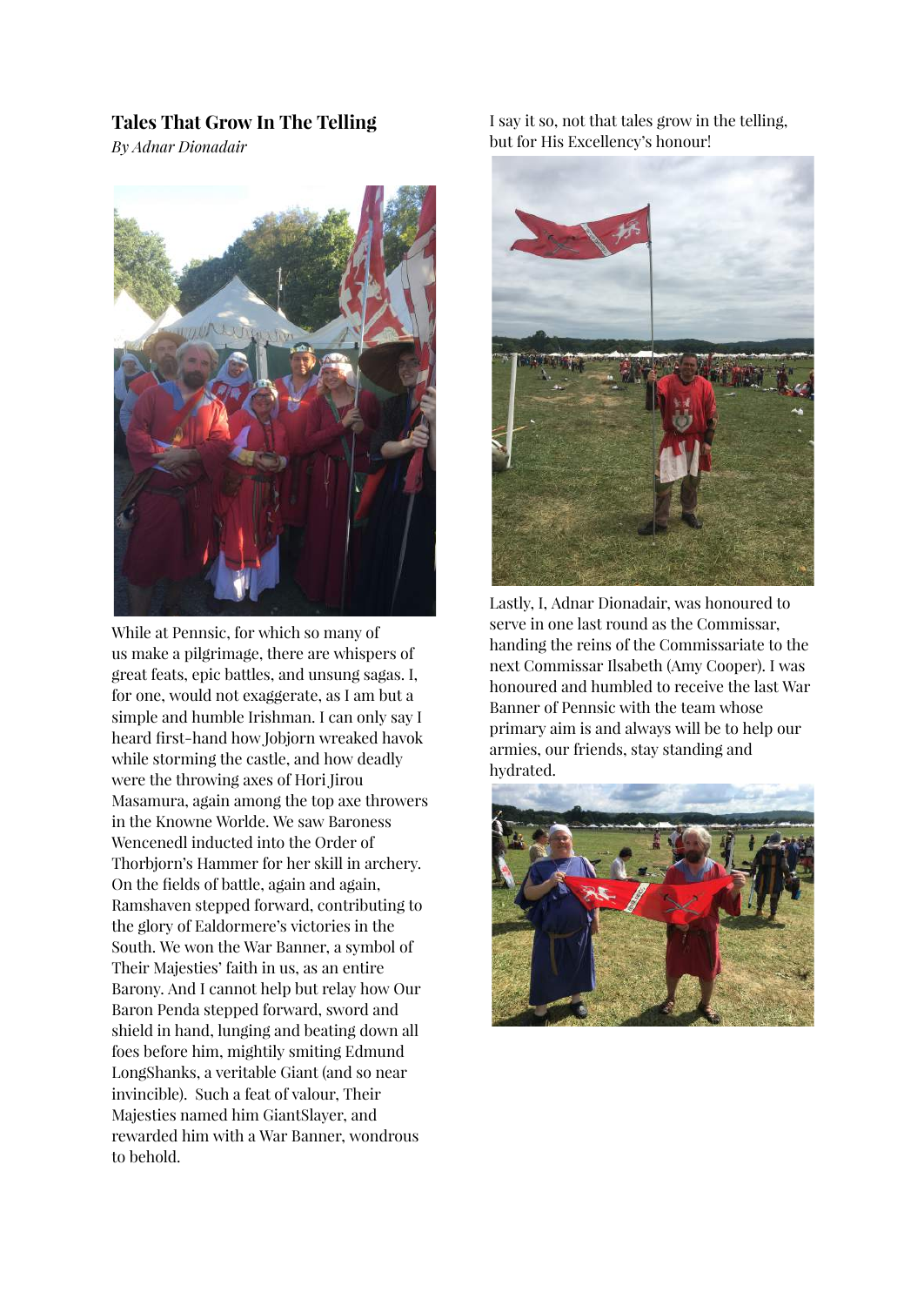## Tales That Grow In The Telling

*By Adnar Dionadair*

While at Pennsic, for which so many of us make a pilgrimage, there are whispers of great feats, epic battles, and unsung sagas. I, for one, would not exaggerate, as I am but a simple and humble Irishman. I can only say I heard first-hand how Jobjorn wreaked havok while storming the castle, and how deadly were the throwing axes of Hori Jirou Masamura, again among the top axe throwers in the Knowne Worlde. We saw Baroness Wencenedl inducted into the Order of Thorbjorn's Hammer for her skill in archery. On the fields of battle, again and again, Ramshaven stepped forward, contributing to the glory of Ealdormere's victories in the South. We won the War Banner, a symbol of Their Majesties' faith in us, as an entire Barony. And I cannot help but relay how Our Baron Penda stepped forward, sword and shield in hand, lunging and beating down all foes before him, mightily smiting Edmund LongShanks, a veritable Giant (and so near invincible). Such a feat of valour, Their Majesties named him GiantSlayer, and rewarded him with a War Banner, wondrous to behold.

I say it so, not that tales grow in the telling, but for His Excellency's honour!

Lastly, I, Adnar Dionadair, was honoured to serve in one last round as the Commissar, handing the reins of the Commissariate to the next Commissar Ilsabeth (Amy Cooper). I was honoured and humbled to receive the last War Banner of Pennsic with the team whose primary aim is and always will be to help our armies, our friends, stay standing and hydrated.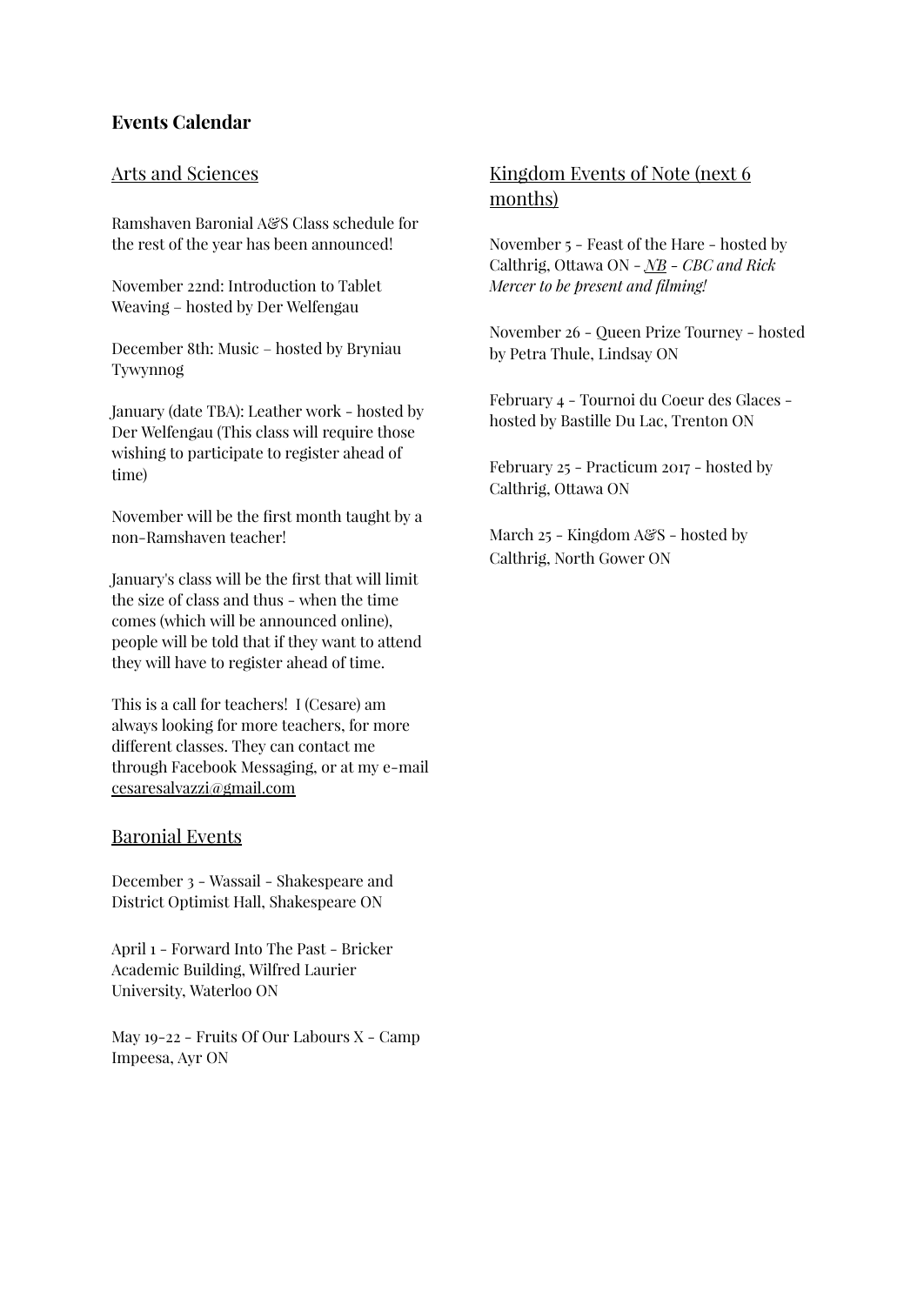**Events Calendar**

## Arts and Sciences

Ramshaven Baronial A&S Class schedule for the rest of the year has been announced!

November 22nd: Introduction to Tablet Weaving – hosted by Der Welfengau

December 8th: Music – hosted by Bryniau Tywynnog

January (date TBA): Leather work - hosted by Der Welfengau (This class will require those wishing to participate to register ahead of time)

November will be the first month taught by a non-Ramshaven teacher!

January's class will be the first that will limit the size of class and thus - when the time comes (which will be announced online), people will be told that if they want to attend they will have to register ahead of time.

This is a call for teachers!  I (Cesare) am always looking for more teachers, for more different classes. They can contact me through Facebook Messaging, or at my e-mail cesaresalvazzi@gmail.com

## Baronial Events

December 3 - Wassail - Shakespeare and District Optimist Hall, Shakespeare ON

April 1 - Forward Into The Past - Bricker Academic Building, Wilfred Laurier University, Waterloo ON

May 19-22 - Fruits Of Our Labours X - Camp Impeesa, Ayr ON

## Kingdom Events of Note (next 6 months)

November 5 - Feast of the Hare - hosted by Calthrig, Ottawa ON - *NB - CBC and Rick Mercer to be present and filming!*

November 26 - Queen Prize Tourney - hosted by Petra Thule, Lindsay ON

February 4 - Tournoi du Coeur des Glaces - hosted by Bastille Du Lac, Trenton ON

February 25 - Practicum 2017 - hosted by Calthrig, Ottawa ON

March 25 - Kingdom A&S - hosted by Calthrig, North Gower ON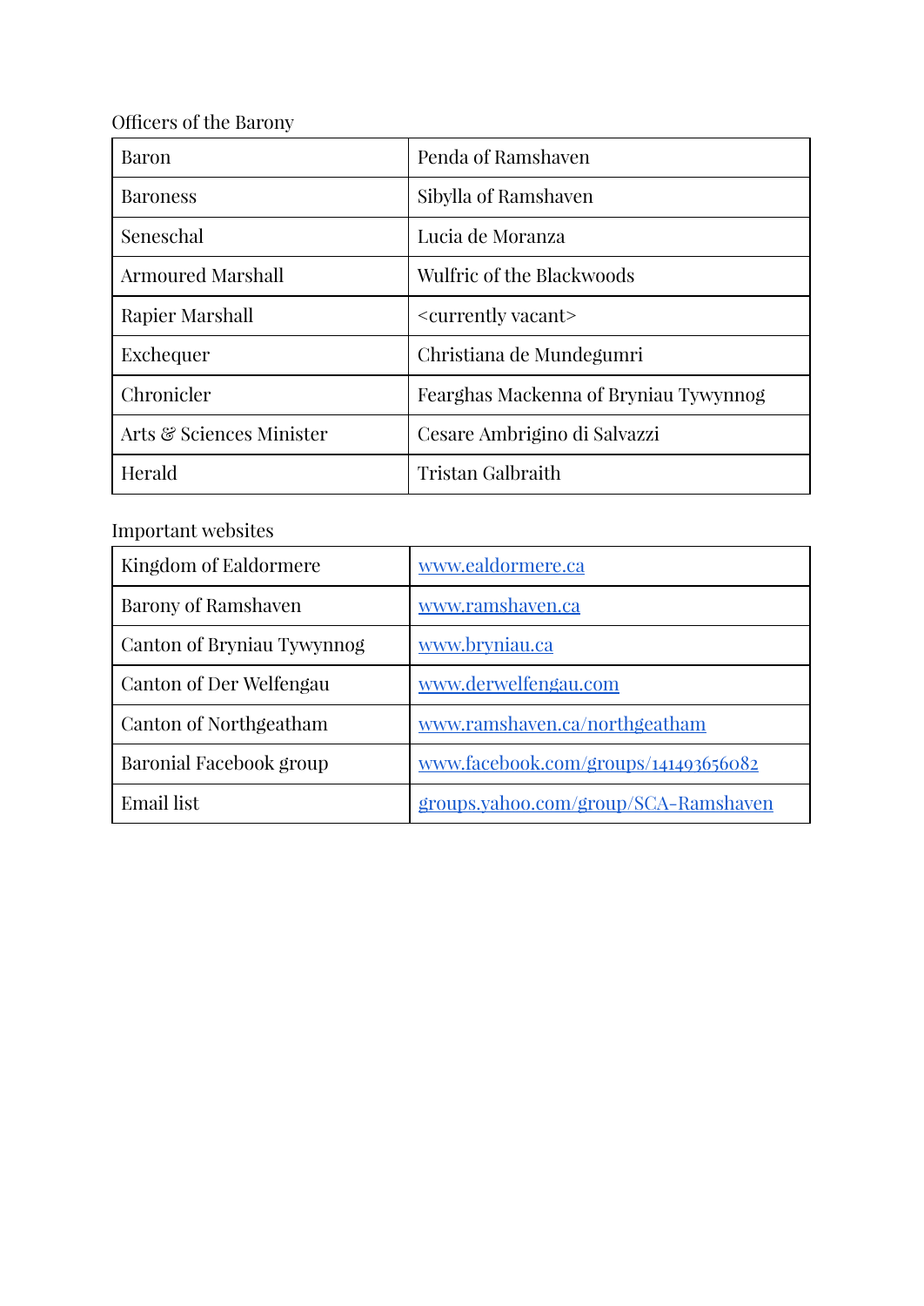Officers of the Barony

| | |
|---|---|
| Baron | Penda of Ramshaven |
| Baroness | Sibylla of Ramshaven |
| Seneschal | Lucia de Moranza |
| Armoured Marshall | Wulfric of the Blackwoods |
| Rapier Marshall | <currently vacant> |
| Exchequer | Christiana de Mundegumri |
| Chronicler | Fearghas Mackenna of Bryniau Tywynnog |
| Arts & Sciences Minister | Cesare Ambrigino di Salvazzi |
| Herald | Tristan Galbraith |

Important websites

| | |
|---|---|
| Kingdom of Ealdormere | www.ealdormere.ca |
| Barony of Ramshaven | www.ramshaven.ca |
| Canton of Bryniau Tywynnog | www.bryniau.ca |
| Canton of Der Welfengau | www.derwelfengau.com |
| Canton of Northgeatham | www.ramshaven.ca/northgeatham |
| Baronial Facebook group | www.facebook.com/groups/141493656082 |
| Email list | groups.yahoo.com/group/SCA-Ramshaven |